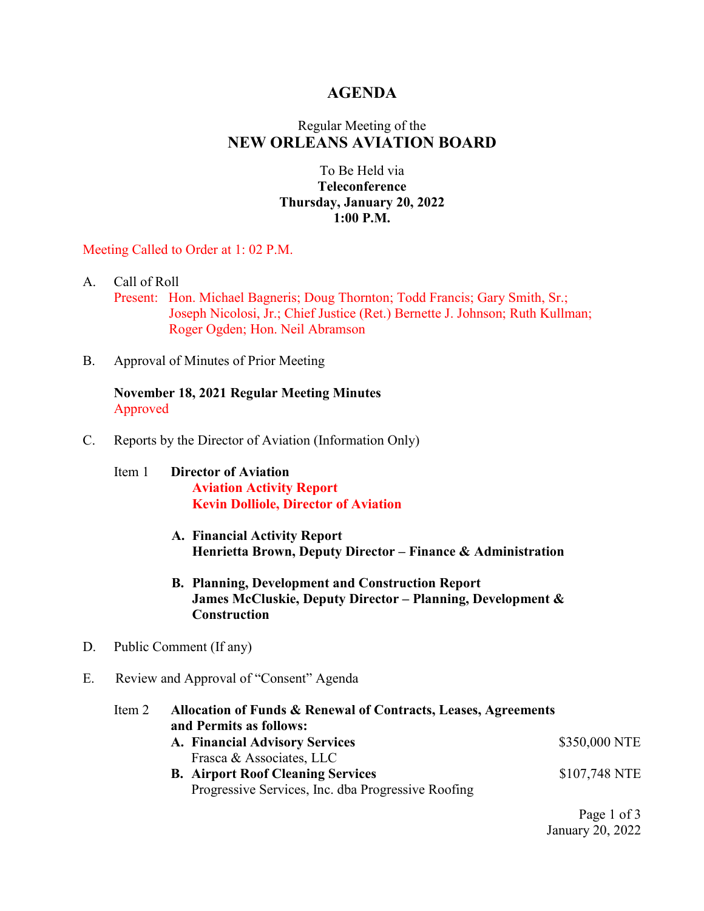# AGENDA

Regular Meeting of the
## NEW ORLEANS AVIATION BOARD

To Be Held via
**Teleconference**
**Thursday, January 20, 2022**
**1:00 P.M.**

Meeting Called to Order at 1: 02 P.M.

A. Call of Roll
Present: Hon. Michael Bagneris; Doug Thornton; Todd Francis; Gary Smith, Sr.; Joseph Nicolosi, Jr.; Chief Justice (Ret.) Bernette J. Johnson; Ruth Kullman; Roger Ogden; Hon. Neil Abramson

B. Approval of Minutes of Prior Meeting

**November 18, 2021 Regular Meeting Minutes**
Approved

C. Reports by the Director of Aviation (Information Only)

Item 1 **Director of Aviation**
**Aviation Activity Report**
**Kevin Dolliole, Director of Aviation**

**A. Financial Activity Report**
**Henrietta Brown, Deputy Director – Finance & Administration**

**B. Planning, Development and Construction Report**
**James McCluskie, Deputy Director – Planning, Development & Construction**

D. Public Comment (If any)

E. Review and Approval of "Consent" Agenda

Item 2 **Allocation of Funds & Renewal of Contracts, Leases, Agreements and Permits as follows:**

**A. Financial Advisory Services** — $350,000 NTE
Frasca & Associates, LLC

**B. Airport Roof Cleaning Services** — $107,748 NTE
Progressive Services, Inc. dba Progressive Roofing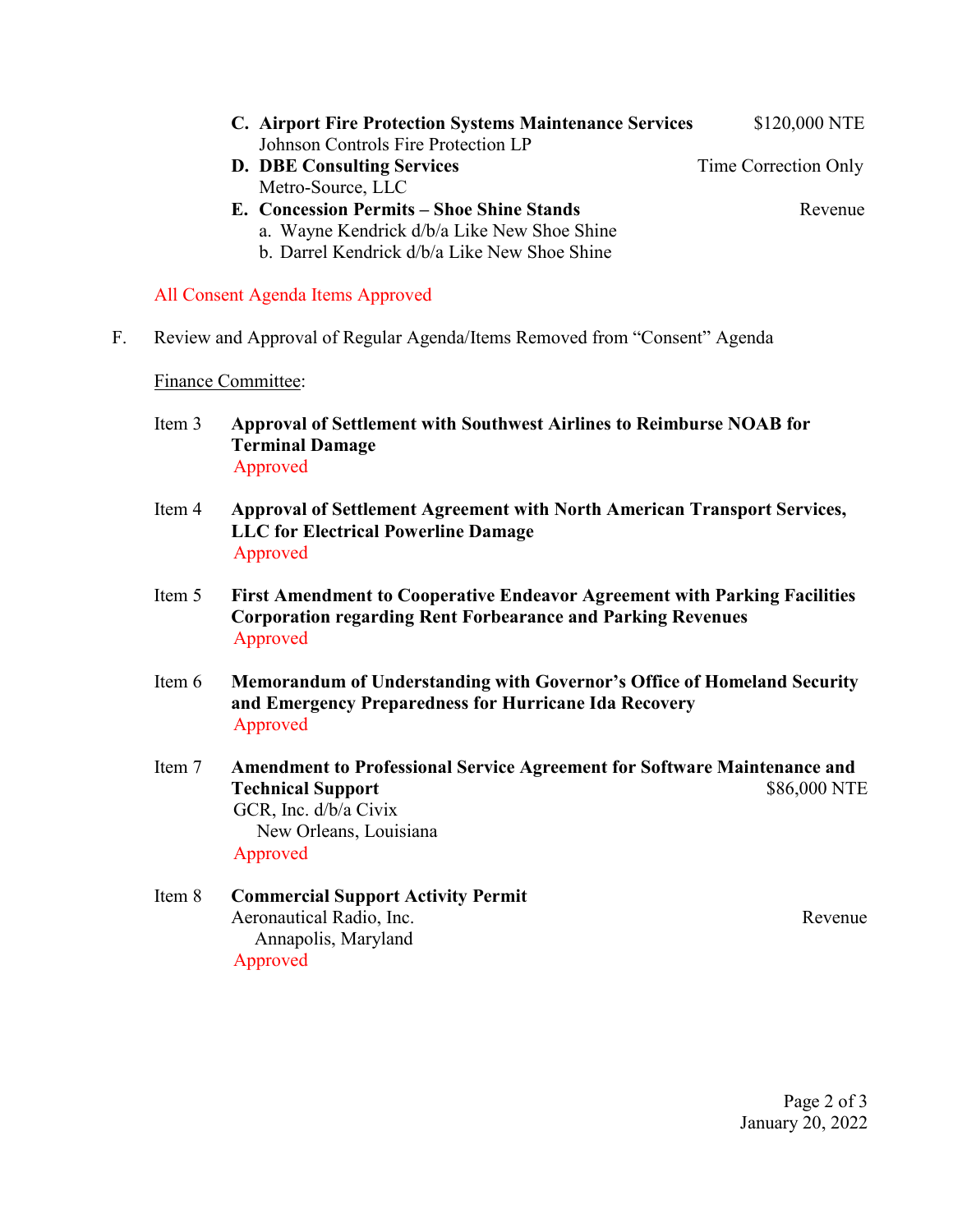C. **Airport Fire Protection Systems Maintenance Services** — $120,000 NTE
   Johnson Controls Fire Protection LP

D. **DBE Consulting Services** — Time Correction Only
   Metro-Source, LLC

E. **Concession Permits – Shoe Shine Stands** — Revenue
   a. Wayne Kendrick d/b/a Like New Shoe Shine
   b. Darrel Kendrick d/b/a Like New Shoe Shine

All Consent Agenda Items Approved

F. Review and Approval of Regular Agenda/Items Removed from "Consent" Agenda

Finance Committee:

Item 3 **Approval of Settlement with Southwest Airlines to Reimburse NOAB for Terminal Damage**
Approved

Item 4 **Approval of Settlement Agreement with North American Transport Services, LLC for Electrical Powerline Damage**
Approved

Item 5 **First Amendment to Cooperative Endeavor Agreement with Parking Facilities Corporation regarding Rent Forbearance and Parking Revenues**
Approved

Item 6 **Memorandum of Understanding with Governor's Office of Homeland Security and Emergency Preparedness for Hurricane Ida Recovery**
Approved

Item 7 **Amendment to Professional Service Agreement for Software Maintenance and Technical Support** — $86,000 NTE
GCR, Inc. d/b/a Civix
New Orleans, Louisiana
Approved

Item 8 **Commercial Support Activity Permit** — Revenue
Aeronautical Radio, Inc.
Annapolis, Maryland
Approved

January 20, 2022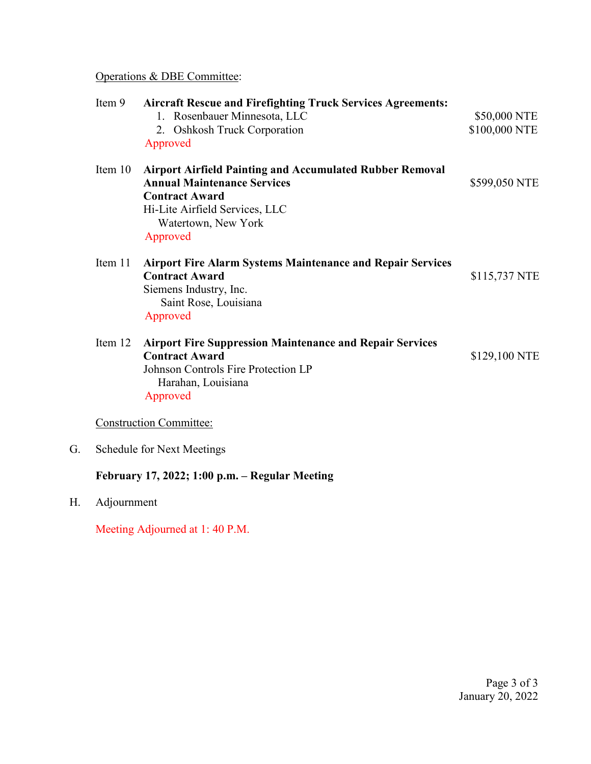Operations & DBE Committee:

Item 9 **Aircraft Rescue and Firefighting Truck Services Agreements:**

1. Rosenbauer Minnesota, LLC — $50,000 NTE
2. Oshkosh Truck Corporation — $100,000 NTE

Approved

Item 10 **Airport Airfield Painting and Accumulated Rubber Removal Annual Maintenance Services Contract Award** — $599,050 NTE
Hi-Lite Airfield Services, LLC
Watertown, New York
Approved

Item 11 **Airport Fire Alarm Systems Maintenance and Repair Services Contract Award** — $115,737 NTE
Siemens Industry, Inc.
Saint Rose, Louisiana
Approved

Item 12 **Airport Fire Suppression Maintenance and Repair Services Contract Award** — $129,100 NTE
Johnson Controls Fire Protection LP
Harahan, Louisiana
Approved

Construction Committee:

G. Schedule for Next Meetings

**February 17, 2022; 1:00 p.m. – Regular Meeting**

H. Adjournment

Meeting Adjourned at 1: 40 P.M.

January 20, 2022